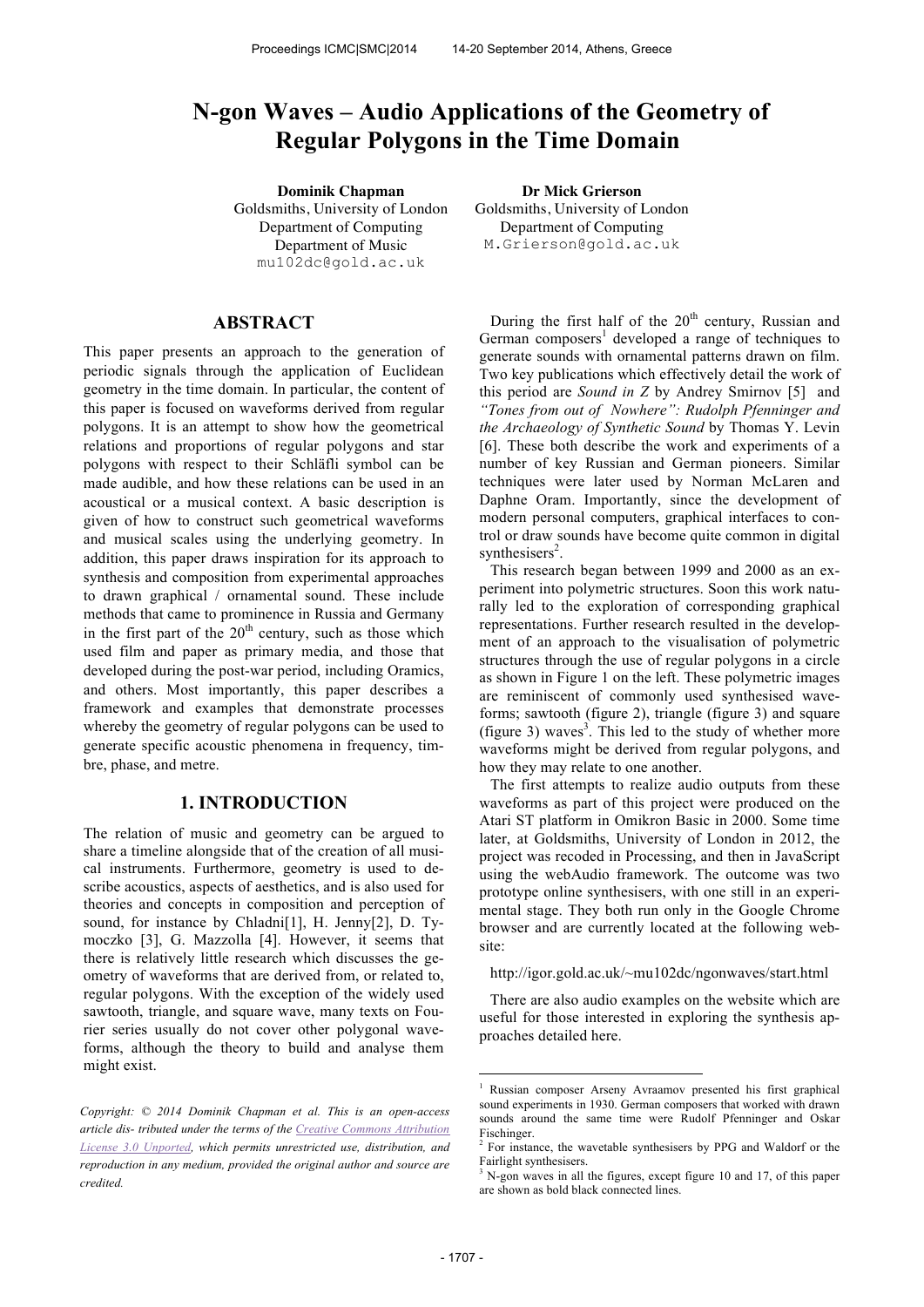# N-gon Waves – Audio Applications of the Geometry of Regular Polygons in the Time Domain

**Dominik Chapman**
Goldsmiths, University of London
Department of Computing
Department of Music
mu102dc@gold.ac.uk

**Dr Mick Grierson**
Goldsmiths, University of London
Department of Computing
M.Grierson@gold.ac.uk

## ABSTRACT

This paper presents an approach to the generation of periodic signals through the application of Euclidean geometry in the time domain. In particular, the content of this paper is focused on waveforms derived from regular polygons. It is an attempt to show how the geometrical relations and proportions of regular polygons and star polygons with respect to their Schläfli symbol can be made audible, and how these relations can be used in an acoustical or a musical context. A basic description is given of how to construct such geometrical waveforms and musical scales using the underlying geometry. In addition, this paper draws inspiration for its approach to synthesis and composition from experimental approaches to drawn graphical / ornamental sound. These include methods that came to prominence in Russia and Germany in the first part of the 20th century, such as those which used film and paper as primary media, and those that developed during the post-war period, including Oramics, and others. Most importantly, this paper describes a framework and examples that demonstrate processes whereby the geometry of regular polygons can be used to generate specific acoustic phenomena in frequency, timbre, phase, and metre.

## 1. INTRODUCTION

The relation of music and geometry can be argued to share a timeline alongside that of the creation of all musical instruments. Furthermore, geometry is used to describe acoustics, aspects of aesthetics, and is also used for theories and concepts in composition and perception of sound, for instance by Chladni[1], H. Jenny[2], D. Tymoczko [3], G. Mazzolla [4]. However, it seems that there is relatively little research which discusses the geometry of waveforms that are derived from, or related to, regular polygons. With the exception of the widely used sawtooth, triangle, and square wave, many texts on Fourier series usually do not cover other polygonal waveforms, although the theory to build and analyse them might exist.

*Copyright: © 2014 Dominik Chapman et al. This is an open-access article dis- tributed under the terms of the Creative Commons Attribution License 3.0 Unported, which permits unrestricted use, distribution, and reproduction in any medium, provided the original author and source are credited.*

During the first half of the 20th century, Russian and German composers[1] developed a range of techniques to generate sounds with ornamental patterns drawn on film. Two key publications which effectively detail the work of this period are *Sound in Z* by Andrey Smirnov [5] and *"Tones from out of Nowhere": Rudolph Pfenninger and the Archaeology of Synthetic Sound* by Thomas Y. Levin [6]. These both describe the work and experiments of a number of key Russian and German pioneers. Similar techniques were later used by Norman McLaren and Daphne Oram. Importantly, since the development of modern personal computers, graphical interfaces to control or draw sounds have become quite common in digital synthesisers[2].

This research began between 1999 and 2000 as an experiment into polymetric structures. Soon this work naturally led to the exploration of corresponding graphical representations. Further research resulted in the development of an approach to the visualisation of polymetric structures through the use of regular polygons in a circle as shown in Figure 1 on the left. These polymetric images are reminiscent of commonly used synthesised waveforms; sawtooth (figure 2), triangle (figure 3) and square (figure 3) waves[3]. This led to the study of whether more waveforms might be derived from regular polygons, and how they may relate to one another.

The first attempts to realize audio outputs from these waveforms as part of this project were produced on the Atari ST platform in Omikron Basic in 2000. Some time later, at Goldsmiths, University of London in 2012, the project was recoded in Processing, and then in JavaScript using the webAudio framework. The outcome was two prototype online synthesisers, with one still in an experimental stage. They both run only in the Google Chrome browser and are currently located at the following website:

http://igor.gold.ac.uk/~mu102dc/ngonwaves/start.html

There are also audio examples on the website which are useful for those interested in exploring the synthesis approaches detailed here.

[1] Russian composer Arseny Avraamov presented his first graphical sound experiments in 1930. German composers that worked with drawn sounds around the same time were Rudolf Pfenninger and Oskar Fischinger.

[2] For instance, the wavetable synthesisers by PPG and Waldorf or the Fairlight synthesisers.

[3] N-gon waves in all the figures, except figure 10 and 17, of this paper are shown as bold black connected lines.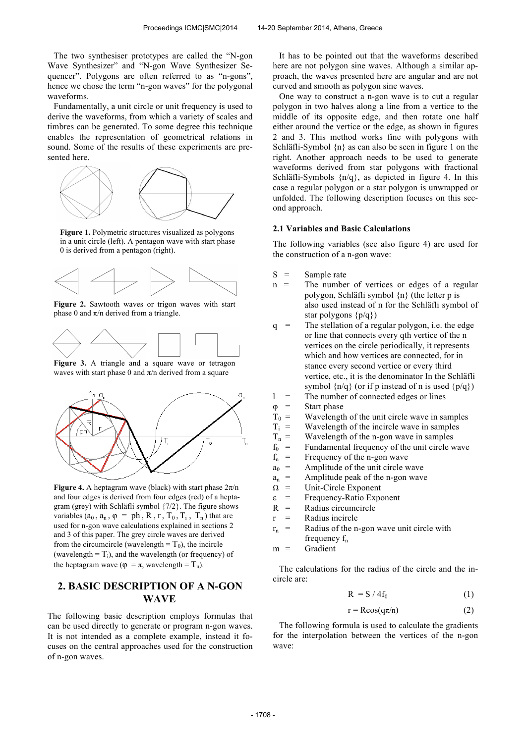The two synthesiser prototypes are called the "N-gon Wave Synthesizer" and "N-gon Wave Synthesizer Sequencer". Polygons are often referred to as "n-gons", hence we chose the term "n-gon waves" for the polygonal waveforms.

Fundamentally, a unit circle or unit frequency is used to derive the waveforms, from which a variety of scales and timbres can be generated. To some degree this technique enables the representation of geometrical relations in sound. Some of the results of these experiments are presented here.

**Figure 1.** Polymetric structures visualized as polygons in a unit circle (left). A pentagon wave with start phase 0 is derived from a pentagon (right).

**Figure 2.** Sawtooth waves or trigon waves with start phase 0 and $\pi/n$ derived from a triangle.

**Figure 3.** A triangle and a square wave or tetragon waves with start phase 0 and $\pi/n$ derived from a square

**Figure 4.** A heptagram wave (black) with start phase $2\pi/n$ and four edges is derived from four edges (red) of a heptagram (grey) with Schläfli symbol {7/2}. The figure shows variables ($a_0$, $a_n$, $\varphi$ = ph, R, r, $T_0$, $T_i$, $T_n$) that are used for n-gon wave calculations explained in sections 2 and 3 of this paper. The grey circle waves are derived from the circumcircle (wavelength = $T_0$), the incircle (wavelength = $T_i$), and the wavelength (or frequency) of the heptagram wave ($\varphi = \pi$, wavelength = $T_n$).

## 2. BASIC DESCRIPTION OF A N-GON WAVE

The following basic description employs formulas that can be used directly to generate or program n-gon waves. It is not intended as a complete example, instead it focuses on the central approaches used for the construction of n-gon waves.

It has to be pointed out that the waveforms described here are not polygon sine waves. Although a similar approach, the waves presented here are angular and are not curved and smooth as polygon sine waves.

One way to construct a n-gon wave is to cut a regular polygon in two halves along a line from a vertice to the middle of its opposite edge, and then rotate one half either around the vertice or the edge, as shown in figures 2 and 3. This method works fine with polygons with Schläfli-Symbol {n} as can also be seen in figure 1 on the right. Another approach needs to be used to generate waveforms derived from star polygons with fractional Schläfli-Symbols {n/q}, as depicted in figure 4. In this case a regular polygon or a star polygon is unwrapped or unfolded. The following description focuses on this second approach.

### 2.1 Variables and Basic Calculations

The following variables (see also figure 4) are used for the construction of a n-gon wave:

- S = Sample rate
- n = The number of vertices or edges of a regular polygon, Schläfli symbol {n} (the letter p is also used instead of n for the Schläfli symbol of star polygons {p/q})
- q = The stellation of a regular polygon, i.e. the edge or line that connects every qth vertice of the n vertices on the circle periodically, it represents which and how vertices are connected, for in stance every second vertice or every third vertice, etc., it is the denominator In the Schläfli symbol {n/q} (or if p instead of n is used {p/q})
- l = The number of connected edges or lines
- $\varphi$ = Start phase
- $T_0$ = Wavelength of the unit circle wave in samples
- $T_i$ = Wavelength of the incircle wave in samples
- $T_n$ = Wavelength of the n-gon wave in samples
- $f_0$ = Fundamental frequency of the unit circle wave
- $f_n$ = Frequency of the n-gon wave
- $a_0$ = Amplitude of the unit circle wave
- $a_n$ = Amplitude peak of the n-gon wave
- $\Omega$ = Unit-Circle Exponent
- $\varepsilon$ = Frequency-Ratio Exponent
- R = Radius circumcircle
- r = Radius incircle
- $r_n$ = Radius of the n-gon wave unit circle with frequency $f_n$
- m = Gradient

The calculations for the radius of the circle and the incircle are:

$$R = S / 4f_0 \tag{1}$$

$$r = R\cos(q\pi/n) \tag{2}$$

The following formula is used to calculate the gradients for the interpolation between the vertices of the n-gon wave: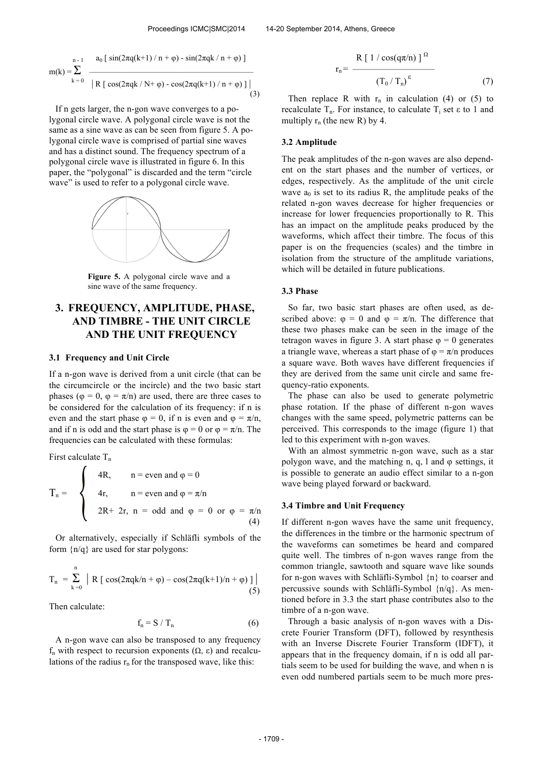$$m(k) = \sum_{k=0}^{n-1} \frac{a_0 [\sin(2\pi q(k+1)/n + \varphi) - \sin(2\pi qk/n + \varphi)]}{|R[\cos(2\pi qk/N + \varphi) - \cos(2\pi q(k+1)/n + \varphi)]|} \quad (3)$$

If n gets larger, the n-gon wave converges to a polygonal circle wave. A polygonal circle wave is not the same as a sine wave as can be seen from figure 5. A polygonal circle wave is comprised of partial sine waves and has a distinct sound. The frequency spectrum of a polygonal circle wave is illustrated in figure 6. In this paper, the "polygonal" is discarded and the term "circle wave" is used to refer to a polygonal circle wave.

**Figure 5.** A polygonal circle wave and a sine wave of the same frequency.

## 3. FREQUENCY, AMPLITUDE, PHASE, AND TIMBRE - THE UNIT CIRCLE AND THE UNIT FREQUENCY

### 3.1 Frequency and Unit Circle

If a n-gon wave is derived from a unit circle (that can be the circumcircle or the incircle) and the two basic start phases ($\varphi = 0$, $\varphi = \pi/n$) are used, there are three cases to be considered for the calculation of its frequency: if n is even and the start phase $\varphi = 0$, if n is even and $\varphi = \pi/n$, and if n is odd and the start phase is $\varphi = 0$ or $\varphi = \pi/n$. The frequencies can be calculated with these formulas:

First calculate $T_n$

$$T_n = \begin{cases} 4R, & n = \text{even and } \varphi = 0 \\ 4r, & n = \text{even and } \varphi = \pi/n \\ 2R + 2r, & n = \text{odd and } \varphi = 0 \text{ or } \varphi = \pi/n \end{cases} \quad (4)$$

Or alternatively, especially if Schläfli symbols of the form {n/q} are used for star polygons:

$$T_n = \sum_{k=0}^{n} |R[\cos(2\pi qk/n + \varphi) - \cos(2\pi q(k+1)/n + \varphi)]| \quad (5)$$

Then calculate:

$$f_n = S / T_n \quad (6)$$

A n-gon wave can also be transposed to any frequency $f_n$ with respect to recursion exponents ($\Omega$, $\varepsilon$) and recalculations of the radius $r_n$ for the transposed wave, like this:

$$r_n = \frac{R[1/\cos(q\pi/n)]^{\Omega}}{(T_0 / T_n)^{\varepsilon}} \quad (7)$$

Then replace R with $r_n$ in calculation (4) or (5) to recalculate $T_n$. For instance, to calculate $T_i$ set $\varepsilon$ to 1 and multiply $r_n$ (the new R) by 4.

### 3.2 Amplitude

The peak amplitudes of the n-gon waves are also dependent on the start phases and the number of vertices, or edges, respectively. As the amplitude of the unit circle wave $a_0$ is set to its radius R, the amplitude peaks of the related n-gon waves decrease for higher frequencies or increase for lower frequencies proportionally to R. This has an impact on the amplitude peaks produced by the waveforms, which affect their timbre. The focus of this paper is on the frequencies (scales) and the timbre in isolation from the structure of the amplitude variations, which will be detailed in future publications.

### 3.3 Phase

So far, two basic start phases are often used, as described above: $\varphi = 0$ and $\varphi = \pi/n$. The difference that these two phases make can be seen in the image of the tetragon waves in figure 3. A start phase $\varphi = 0$ generates a triangle wave, whereas a start phase of $\varphi = \pi/n$ produces a square wave. Both waves have different frequencies if they are derived from the same unit circle and same frequency-ratio exponents.

The phase can also be used to generate polymetric phase rotation. If the phase of different n-gon waves changes with the same speed, polymetric patterns can be perceived. This corresponds to the image (figure 1) that led to this experiment with n-gon waves.

With an almost symmetric n-gon wave, such as a star polygon wave, and the matching n, q, l and $\varphi$ settings, it is possible to generate an audio effect similar to a n-gon wave being played forward or backward.

### 3.4 Timbre and Unit Frequency

If different n-gon waves have the same unit frequency, the differences in the timbre or the harmonic spectrum of the waveforms can sometimes be heard and compared quite well. The timbres of n-gon waves range from the common triangle, sawtooth and square wave like sounds for n-gon waves with Schläfli-Symbol {n} to coarser and percussive sounds with Schläfli-Symbol {n/q}. As mentioned before in 3.3 the start phase contributes also to the timbre of a n-gon wave.

Through a basic analysis of n-gon waves with a Discrete Fourier Transform (DFT), followed by resynthesis with an Inverse Discrete Fourier Transform (IDFT), it appears that in the frequency domain, if n is odd all partials seem to be used for building the wave, and when n is even odd numbered partials seem to be much more pres-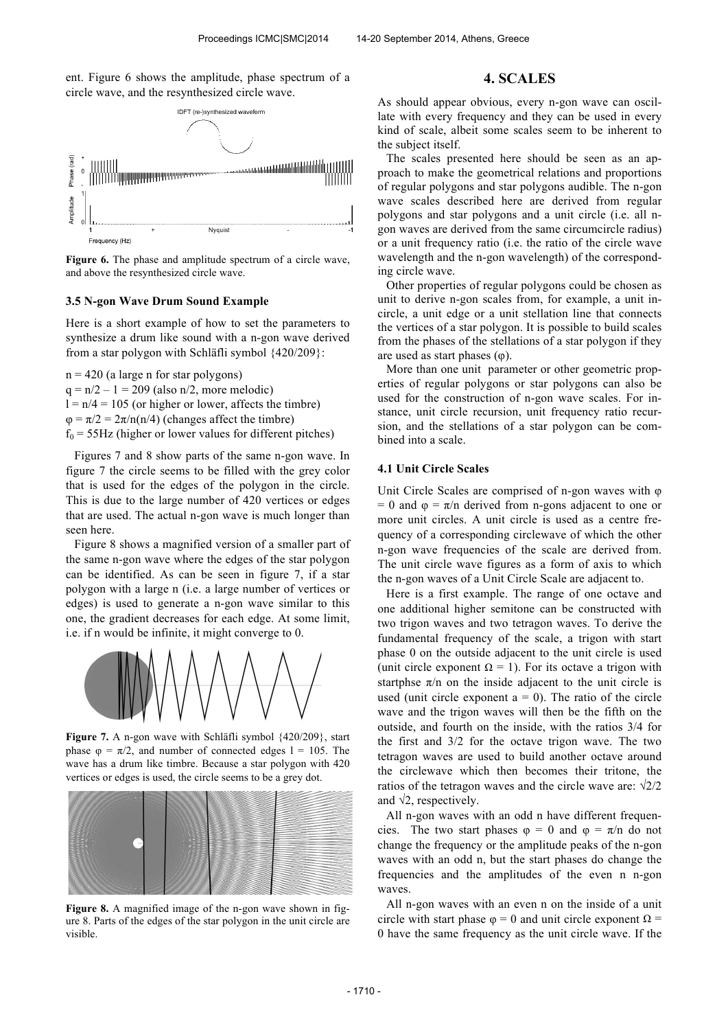ent. Figure 6 shows the amplitude, phase spectrum of a circle wave, and the resynthesized circle wave.

**Figure 6.** The phase and amplitude spectrum of a circle wave, and above the resynthesized circle wave.

### 3.5 N-gon Wave Drum Sound Example

Here is a short example of how to set the parameters to synthesize a drum like sound with a n-gon wave derived from a star polygon with Schläfli symbol {420/209}:

$n = 420$ (a large n for star polygons)
$q = n/2 – 1 = 209$ (also n/2, more melodic)
$l = n/4 = 105$ (or higher or lower, affects the timbre)
$\varphi = \pi/2 = 2\pi/n(n/4)$ (changes affect the timbre)
$f_0 = 55$Hz (higher or lower values for different pitches)

Figures 7 and 8 show parts of the same n-gon wave. In figure 7 the circle seems to be filled with the grey color that is used for the edges of the polygon in the circle. This is due to the large number of 420 vertices or edges that are used. The actual n-gon wave is much longer than seen here.

Figure 8 shows a magnified version of a smaller part of the same n-gon wave where the edges of the star polygon can be identified. As can be seen in figure 7, if a star polygon with a large n (i.e. a large number of vertices or edges) is used to generate a n-gon wave similar to this one, the gradient decreases for each edge. At some limit, i.e. if n would be infinite, it might converge to 0.

**Figure 7.** A n-gon wave with Schläfli symbol {420/209}, start phase $\varphi = \pi/2$, and number of connected edges $l = 105$. The wave has a drum like timbre. Because a star polygon with 420 vertices or edges is used, the circle seems to be a grey dot.

**Figure 8.** A magnified image of the n-gon wave shown in figure 8. Parts of the edges of the star polygon in the unit circle are visible.

## 4. SCALES

As should appear obvious, every n-gon wave can oscillate with every frequency and they can be used in every kind of scale, albeit some scales seem to be inherent to the subject itself.

The scales presented here should be seen as an approach to make the geometrical relations and proportions of regular polygons and star polygons audible. The n-gon wave scales described here are derived from regular polygons and star polygons and a unit circle (i.e. all n-gon waves are derived from the same circumcircle radius) or a unit frequency ratio (i.e. the ratio of the circle wave wavelength and the n-gon wavelength) of the corresponding circle wave.

Other properties of regular polygons could be chosen as unit to derive n-gon scales from, for example, a unit incircle, a unit edge or a unit stellation line that connects the vertices of a star polygon. It is possible to build scales from the phases of the stellations of a star polygon if they are used as start phases ($\varphi$).

More than one unit parameter or other geometric properties of regular polygons or star polygons can also be used for the construction of n-gon wave scales. For instance, unit circle recursion, unit frequency ratio recursion, and the stellations of a star polygon can be combined into a scale.

### 4.1 Unit Circle Scales

Unit Circle Scales are comprised of n-gon waves with $\varphi = 0$ and $\varphi = \pi/n$ derived from n-gons adjacent to one or more unit circles. A unit circle is used as a centre frequency of a corresponding circlewave of which the other n-gon wave frequencies of the scale are derived from. The unit circle wave figures as a form of axis to which the n-gon waves of a Unit Circle Scale are adjacent to.

Here is a first example. The range of one octave and one additional higher semitone can be constructed with two trigon waves and two tetragon waves. To derive the fundamental frequency of the scale, a trigon with start phase 0 on the outside adjacent to the unit circle is used (unit circle exponent $\Omega = 1$). For its octave a trigon with startphse $\pi/n$ on the inside adjacent to the unit circle is used (unit circle exponent $a = 0$). The ratio of the circle wave and the trigon waves will then be the fifth on the outside, and fourth on the inside, with the ratios 3/4 for the first and 3/2 for the octave trigon wave. The two tetragon waves are used to build another octave around the circlewave which then becomes their tritone, the ratios of the tetragon waves and the circle wave are: $\sqrt{2}/2$ and $\sqrt{2}$, respectively.

All n-gon waves with an odd n have different frequencies. The two start phases $\varphi = 0$ and $\varphi = \pi/n$ do not change the frequency or the amplitude peaks of the n-gon waves with an odd n, but the start phases do change the frequencies and the amplitudes of the even n n-gon waves.

All n-gon waves with an even n on the inside of a unit circle with start phase $\varphi = 0$ and unit circle exponent $\Omega = 0$ have the same frequency as the unit circle wave. If the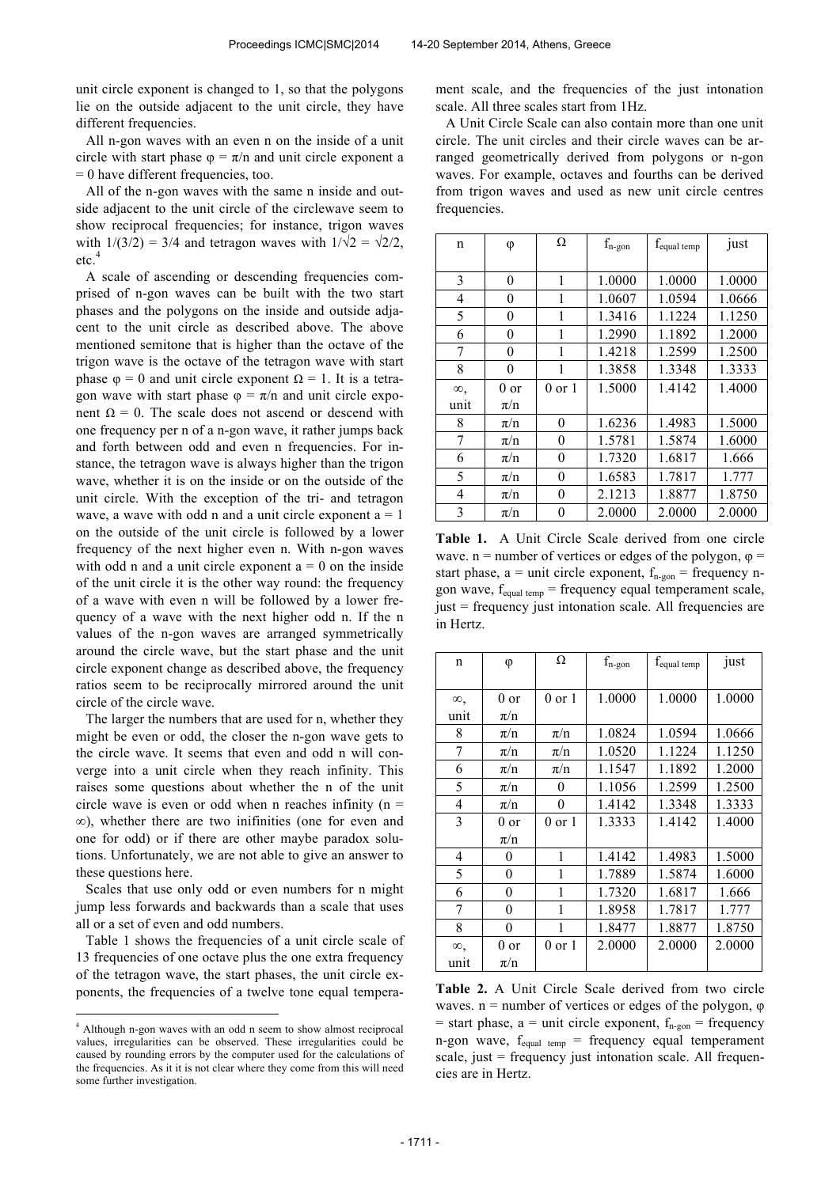unit circle exponent is changed to 1, so that the polygons lie on the outside adjacent to the unit circle, they have different frequencies.

All n-gon waves with an even n on the inside of a unit circle with start phase $\varphi = \pi/n$ and unit circle exponent a = 0 have different frequencies, too.

All of the n-gon waves with the same n inside and outside adjacent to the unit circle of the circlewave seem to show reciprocal frequencies; for instance, trigon waves with $1/(3/2) = 3/4$ and tetragon waves with $1/\sqrt{2} = \sqrt{2}/2$, etc.[4]

A scale of ascending or descending frequencies comprised of n-gon waves can be built with the two start phases and the polygons on the inside and outside adjacent to the unit circle as described above. The above mentioned semitone that is higher than the octave of the trigon wave is the octave of the tetragon wave with start phase $\varphi = 0$ and unit circle exponent $\Omega = 1$. It is a tetragon wave with start phase $\varphi = \pi/n$ and unit circle exponent $\Omega = 0$. The scale does not ascend or descend with one frequency per n of a n-gon wave, it rather jumps back and forth between odd and even n frequencies. For instance, the tetragon wave is always higher than the trigon wave, whether it is on the inside or on the outside of the unit circle. With the exception of the tri- and tetragon wave, a wave with odd n and a unit circle exponent a = 1 on the outside of the unit circle is followed by a lower frequency of the next higher even n. With n-gon waves with odd n and a unit circle exponent a = 0 on the inside of the unit circle it is the other way round: the frequency of a wave with even n will be followed by a lower frequency of a wave with the next higher odd n. If the n values of the n-gon waves are arranged symmetrically around the circle wave, but the start phase and the unit circle exponent change as described above, the frequency ratios seem to be reciprocally mirrored around the unit circle of the circle wave.

The larger the numbers that are used for n, whether they might be even or odd, the closer the n-gon wave gets to the circle wave. It seems that even and odd n will converge into a unit circle when they reach infinity. This raises some questions about whether the n of the unit circle wave is even or odd when n reaches infinity ($n = \infty$), whether there are two inifinities (one for even and one for odd) or if there are other maybe paradox solutions. Unfortunately, we are not able to give an answer to these questions here.

Scales that use only odd or even numbers for n might jump less forwards and backwards than a scale that uses all or a set of even and odd numbers.

Table 1 shows the frequencies of a unit circle scale of 13 frequencies of one octave plus the one extra frequency of the tetragon wave, the start phases, the unit circle exponents, the frequencies of a twelve tone equal temperament scale, and the frequencies of the just intonation scale. All three scales start from 1Hz.

A Unit Circle Scale can also contain more than one unit circle. The unit circles and their circle waves can be arranged geometrically derived from polygons or n-gon waves. For example, octaves and fourths can be derived from trigon waves and used as new unit circle centres frequencies.

| n | φ | Ω | $f_{n\text{-gon}}$ | $f_{\text{equal temp}}$ | just |
|---|---|---|---|---|---|
| 3 | 0 | 1 | 1.0000 | 1.0000 | 1.0000 |
| 4 | 0 | 1 | 1.0607 | 1.0594 | 1.0666 |
| 5 | 0 | 1 | 1.3416 | 1.1224 | 1.1250 |
| 6 | 0 | 1 | 1.2990 | 1.1892 | 1.2000 |
| 7 | 0 | 1 | 1.4218 | 1.2599 | 1.2500 |
| 8 | 0 | 1 | 1.3858 | 1.3348 | 1.3333 |
| ∞, unit | 0 or π/n | 0 or 1 | 1.5000 | 1.4142 | 1.4000 |
| 8 | π/n | 0 | 1.6236 | 1.4983 | 1.5000 |
| 7 | π/n | 0 | 1.5781 | 1.5874 | 1.6000 |
| 6 | π/n | 0 | 1.7320 | 1.6817 | 1.666 |
| 5 | π/n | 0 | 1.6583 | 1.7817 | 1.777 |
| 4 | π/n | 0 | 2.1213 | 1.8877 | 1.8750 |
| 3 | π/n | 0 | 2.0000 | 2.0000 | 2.0000 |

**Table 1.** A Unit Circle Scale derived from one circle wave. n = number of vertices or edges of the polygon, φ = start phase, a = unit circle exponent, $f_{n\text{-gon}}$ = frequency n-gon wave, $f_{\text{equal temp}}$ = frequency equal temperament scale, just = frequency just intonation scale. All frequencies are in Hertz.

| n | φ | Ω | $f_{n\text{-gon}}$ | $f_{\text{equal temp}}$ | just |
|---|---|---|---|---|---|
| ∞, unit | 0 or π/n | 0 or 1 | 1.0000 | 1.0000 | 1.0000 |
| 8 | π/n | π/n | 1.0824 | 1.0594 | 1.0666 |
| 7 | π/n | π/n | 1.0520 | 1.1224 | 1.1250 |
| 6 | π/n | π/n | 1.1547 | 1.1892 | 1.2000 |
| 5 | π/n | 0 | 1.1056 | 1.2599 | 1.2500 |
| 4 | π/n | 0 | 1.4142 | 1.3348 | 1.3333 |
| 3 | 0 or π/n | 0 or 1 | 1.3333 | 1.4142 | 1.4000 |
| 4 | 0 | 1 | 1.4142 | 1.4983 | 1.5000 |
| 5 | 0 | 1 | 1.7889 | 1.5874 | 1.6000 |
| 6 | 0 | 1 | 1.7320 | 1.6817 | 1.666 |
| 7 | 0 | 1 | 1.8958 | 1.7817 | 1.777 |
| 8 | 0 | 1 | 1.8477 | 1.8877 | 1.8750 |
| ∞, unit | 0 or π/n | 0 or 1 | 2.0000 | 2.0000 | 2.0000 |

**Table 2.** A Unit Circle Scale derived from two circle waves. n = number of vertices or edges of the polygon, φ = start phase, a = unit circle exponent, $f_{n\text{-gon}}$ = frequency n-gon wave, $f_{\text{equal temp}}$ = frequency equal temperament scale, just = frequency just intonation scale. All frequencies are in Hertz.

[4] Although n-gon waves with an odd n seem to show almost reciprocal values, irregularities can be observed. These irregularities could be caused by rounding errors by the computer used for the calculations of the frequencies. As it it is not clear where they come from this will need some further investigation.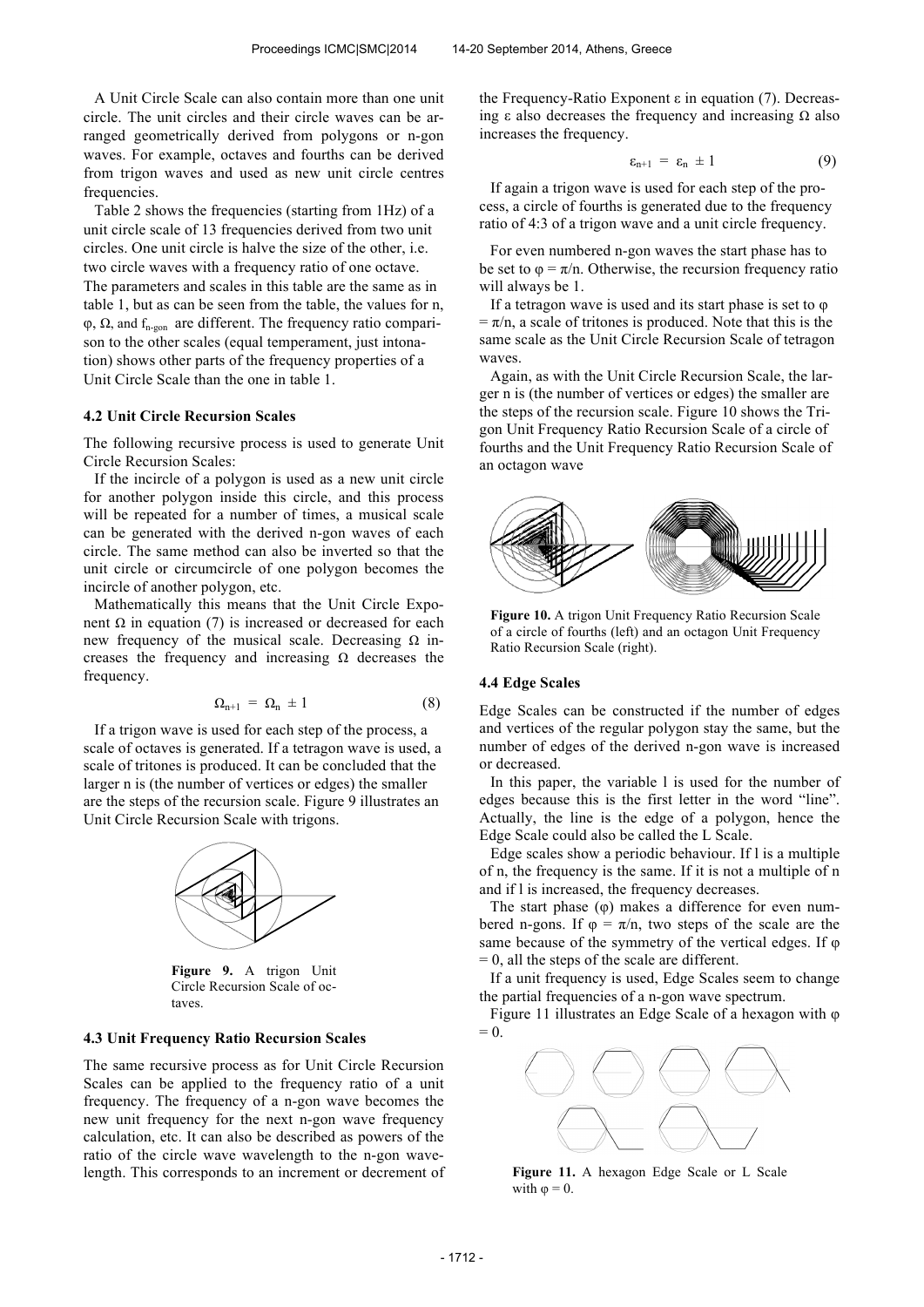A Unit Circle Scale can also contain more than one unit circle. The unit circles and their circle waves can be arranged geometrically derived from polygons or n-gon waves. For example, octaves and fourths can be derived from trigon waves and used as new unit circle centres frequencies.

Table 2 shows the frequencies (starting from 1Hz) of a unit circle scale of 13 frequencies derived from two unit circles. One unit circle is halve the size of the other, i.e. two circle waves with a frequency ratio of one octave. The parameters and scales in this table are the same as in table 1, but as can be seen from the table, the values for n, φ, Ω, and $f_{n\text{-gon}}$ are different. The frequency ratio comparison to the other scales (equal temperament, just intonation) shows other parts of the frequency properties of a Unit Circle Scale than the one in table 1.

### 4.2 Unit Circle Recursion Scales

The following recursive process is used to generate Unit Circle Recursion Scales:

If the incircle of a polygon is used as a new unit circle for another polygon inside this circle, and this process will be repeated for a number of times, a musical scale can be generated with the derived n-gon waves of each circle. The same method can also be inverted so that the unit circle or circumcircle of one polygon becomes the incircle of another polygon, etc.

Mathematically this means that the Unit Circle Exponent Ω in equation (7) is increased or decreased for each new frequency of the musical scale. Decreasing Ω increases the frequency and increasing Ω decreases the frequency.

$$\Omega_{n+1} = \Omega_n \pm 1 \tag{8}$$

If a trigon wave is used for each step of the process, a scale of octaves is generated. If a tetragon wave is used, a scale of tritones is produced. It can be concluded that the larger n is (the number of vertices or edges) the smaller are the steps of the recursion scale. Figure 9 illustrates an Unit Circle Recursion Scale with trigons.

**Figure 9.** A trigon Unit Circle Recursion Scale of octaves.

### 4.3 Unit Frequency Ratio Recursion Scales

The same recursive process as for Unit Circle Recursion Scales can be applied to the frequency ratio of a unit frequency. The frequency of a n-gon wave becomes the new unit frequency for the next n-gon wave frequency calculation, etc. It can also be described as powers of the ratio of the circle wave wavelength to the n-gon wavelength. This corresponds to an increment or decrement of the Frequency-Ratio Exponent ε in equation (7). Decreasing ε also decreases the frequency and increasing Ω also increases the frequency.

$$\varepsilon_{n+1} = \varepsilon_n \pm 1 \tag{9}$$

If again a trigon wave is used for each step of the process, a circle of fourths is generated due to the frequency ratio of 4:3 of a trigon wave and a unit circle frequency.

For even numbered n-gon waves the start phase has to be set to $\varphi = \pi/n$. Otherwise, the recursion frequency ratio will always be 1.

If a tetragon wave is used and its start phase is set to $\varphi = \pi/n$, a scale of tritones is produced. Note that this is the same scale as the Unit Circle Recursion Scale of tetragon waves.

Again, as with the Unit Circle Recursion Scale, the larger n is (the number of vertices or edges) the smaller are the steps of the recursion scale. Figure 10 shows the Trigon Unit Frequency Ratio Recursion Scale of a circle of fourths and the Unit Frequency Ratio Recursion Scale of an octagon wave

**Figure 10.** A trigon Unit Frequency Ratio Recursion Scale of a circle of fourths (left) and an octagon Unit Frequency Ratio Recursion Scale (right).

### 4.4 Edge Scales

Edge Scales can be constructed if the number of edges and vertices of the regular polygon stay the same, but the number of edges of the derived n-gon wave is increased or decreased.

In this paper, the variable l is used for the number of edges because this is the first letter in the word "line". Actually, the line is the edge of a polygon, hence the Edge Scale could also be called the L Scale.

Edge scales show a periodic behaviour. If l is a multiple of n, the frequency is the same. If it is not a multiple of n and if l is increased, the frequency decreases.

The start phase (φ) makes a difference for even numbered n-gons. If $\varphi = \pi/n$, two steps of the scale are the same because of the symmetry of the vertical edges. If $\varphi = 0$, all the steps of the scale are different.

If a unit frequency is used, Edge Scales seem to change the partial frequencies of a n-gon wave spectrum.

Figure 11 illustrates an Edge Scale of a hexagon with $\varphi = 0$.

**Figure 11.** A hexagon Edge Scale or L Scale with $\varphi = 0$.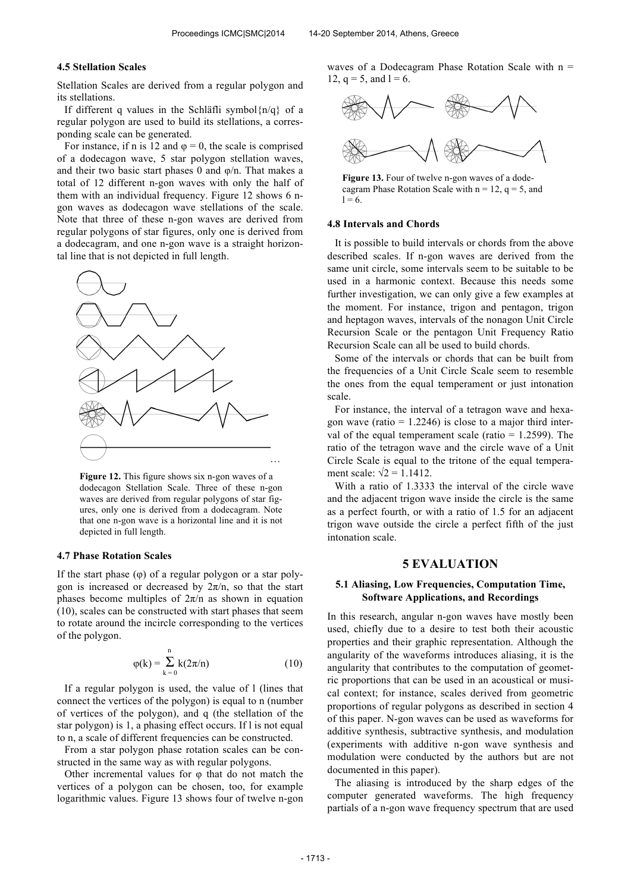### 4.5 Stellation Scales

Stellation Scales are derived from a regular polygon and its stellations.

If different q values in the Schläfli symbol{n/q} of a regular polygon are used to build its stellations, a corresponding scale can be generated.

For instance, if n is 12 and φ = 0, the scale is comprised of a dodecagon wave, 5 star polygon stellation waves, and their two basic start phases 0 and φ/n. That makes a total of 12 different n-gon waves with only the half of them with an individual frequency. Figure 12 shows 6 n-gon waves as dodecagon wave stellations of the scale. Note that three of these n-gon waves are derived from regular polygons of star figures, only one is derived from a dodecagram, and one n-gon wave is a straight horizontal line that is not depicted in full length.

**Figure 12.** This figure shows six n-gon waves of a dodecagon Stellation Scale. Three of these n-gon waves are derived from regular polygons of star figures, only one is derived from a dodecagram. Note that one n-gon wave is a horizontal line and it is not depicted in full length.

### 4.7 Phase Rotation Scales

If the start phase (φ) of a regular polygon or a star polygon is increased or decreased by 2π/n, so that the start phases become multiples of 2π/n as shown in equation (10), scales can be constructed with start phases that seem to rotate around the incircle corresponding to the vertices of the polygon.

$$\varphi(k) = \sum_{k=0}^{n} k(2\pi/n) \tag{10}$$

If a regular polygon is used, the value of l (lines that connect the vertices of the polygon) is equal to n (number of vertices of the polygon), and q (the stellation of the star polygon) is 1, a phasing effect occurs. If l is not equal to n, a scale of different frequencies can be constructed.

From a star polygon phase rotation scales can be constructed in the same way as with regular polygons.

Other incremental values for φ that do not match the vertices of a polygon can be chosen, too, for example logarithmic values. Figure 13 shows four of twelve n-gon waves of a Dodecagram Phase Rotation Scale with n = 12, q = 5, and l = 6.

**Figure 13.** Four of twelve n-gon waves of a dodecagram Phase Rotation Scale with n = 12, q = 5, and l = 6.

### 4.8 Intervals and Chords

It is possible to build intervals or chords from the above described scales. If n-gon waves are derived from the same unit circle, some intervals seem to be suitable to be used in a harmonic context. Because this needs some further investigation, we can only give a few examples at the moment. For instance, trigon and pentagon, trigon and heptagon waves, intervals of the nonagon Unit Circle Recursion Scale or the pentagon Unit Frequency Ratio Recursion Scale can all be used to build chords.

Some of the intervals or chords that can be built from the frequencies of a Unit Circle Scale seem to resemble the ones from the equal temperament or just intonation scale.

For instance, the interval of a tetragon wave and hexagon wave (ratio = 1.2246) is close to a major third interval of the equal temperament scale (ratio = 1.2599). The ratio of the tetragon wave and the circle wave of a Unit Circle Scale is equal to the tritone of the equal temperament scale: √2 = 1.1412.

With a ratio of 1.3333 the interval of the circle wave and the adjacent trigon wave inside the circle is the same as a perfect fourth, or with a ratio of 1.5 for an adjacent trigon wave outside the circle a perfect fifth of the just intonation scale.

## 5 EVALUATION

### 5.1 Aliasing, Low Frequencies, Computation Time, Software Applications, and Recordings

In this research, angular n-gon waves have mostly been used, chiefly due to a desire to test both their acoustic properties and their graphic representation. Although the angularity of the waveforms introduces aliasing, it is the angularity that contributes to the computation of geometric proportions that can be used in an acoustical or musical context; for instance, scales derived from geometric proportions of regular polygons as described in section 4 of this paper. N-gon waves can be used as waveforms for additive synthesis, subtractive synthesis, and modulation (experiments with additive n-gon wave synthesis and modulation were conducted by the authors but are not documented in this paper).

The aliasing is introduced by the sharp edges of the computer generated waveforms. The high frequency partials of a n-gon wave frequency spectrum that are used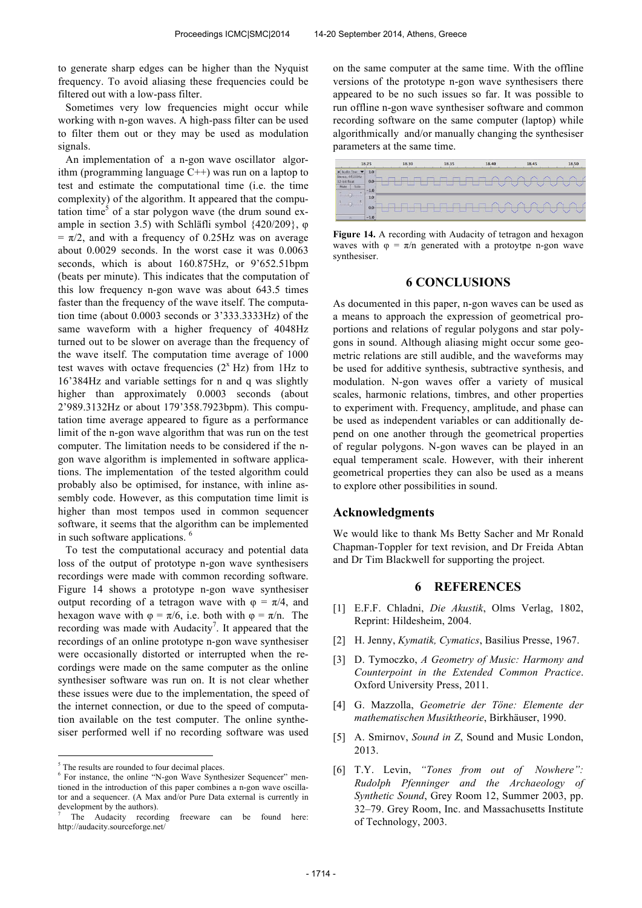to generate sharp edges can be higher than the Nyquist frequency. To avoid aliasing these frequencies could be filtered out with a low-pass filter.

Sometimes very low frequencies might occur while working with n-gon waves. A high-pass filter can be used to filter them out or they may be used as modulation signals.

An implementation of a n-gon wave oscillator algorithm (programming language C++) was run on a laptop to test and estimate the computational time (i.e. the time complexity) of the algorithm. It appeared that the computation time[5] of a star polygon wave (the drum sound example in section 3.5) with Schläfli symbol {420/209}, $\varphi = \pi/2$, and with a frequency of 0.25Hz was on average about 0.0029 seconds. In the worst case it was 0.0063 seconds, which is about 160.875Hz, or 9'652.51bpm (beats per minute). This indicates that the computation of this low frequency n-gon wave was about 643.5 times faster than the frequency of the wave itself. The computation time (about 0.0003 seconds or 3'333.3333Hz) of the same waveform with a higher frequency of 4048Hz turned out to be slower on average than the frequency of the wave itself. The computation time average of 1000 test waves with octave frequencies ($2^x$ Hz) from 1Hz to 16'384Hz and variable settings for n and q was slightly higher than approximately 0.0003 seconds (about 2'989.3132Hz or about 179'358.7923bpm). This computation time average appeared to figure as a performance limit of the n-gon wave algorithm that was run on the test computer. The limitation needs to be considered if the n-gon wave algorithm is implemented in software applications. The implementation of the tested algorithm could probably also be optimised, for instance, with inline assembly code. However, as this computation time limit is higher than most tempos used in common sequencer software, it seems that the algorithm can be implemented in such software applications. [6]

To test the computational accuracy and potential data loss of the output of prototype n-gon wave synthesisers recordings were made with common recording software. Figure 14 shows a prototype n-gon wave synthesiser output recording of a tetragon wave with $\varphi = \pi/4$, and hexagon wave with $\varphi = \pi/6$, i.e. both with $\varphi = \pi/n$. The recording was made with Audacity[7]. It appeared that the recordings of an online prototype n-gon wave synthesiser were occasionally distorted or interrupted when the recordings were made on the same computer as the online synthesiser software was run on. It is not clear whether these issues were due to the implementation, the speed of the internet connection, or due to the speed of computation available on the test computer. The online synthesiser performed well if no recording software was used on the same computer at the same time. With the offline versions of the prototype n-gon wave synthesisers there appeared to be no such issues so far. It was possible to run offline n-gon wave synthesiser software and common recording software on the same computer (laptop) while algorithmically and/or manually changing the synthesiser parameters at the same time.

**Figure 14.** A recording with Audacity of tetragon and hexagon waves with $\varphi = \pi/n$ generated with a protoytpe n-gon wave synthesiser.

## 6 CONCLUSIONS

As documented in this paper, n-gon waves can be used as a means to approach the expression of geometrical proportions and relations of regular polygons and star polygons in sound. Although aliasing might occur some geometric relations are still audible, and the waveforms may be used for additive synthesis, subtractive synthesis, and modulation. N-gon waves offer a variety of musical scales, harmonic relations, timbres, and other properties to experiment with. Frequency, amplitude, and phase can be used as independent variables or can additionally depend on one another through the geometrical properties of regular polygons. N-gon waves can be played in an equal temperament scale. However, with their inherent geometrical properties they can also be used as a means to explore other possibilities in sound.

## Acknowledgments

We would like to thank Ms Betty Sacher and Mr Ronald Chapman-Toppler for text revision, and Dr Freida Abtan and Dr Tim Blackwell for supporting the project.

## 6 REFERENCES

[1] E.F.F. Chladni, *Die Akustik*, Olms Verlag, 1802, Reprint: Hildesheim, 2004.

[2] H. Jenny, *Kymatik, Cymatics*, Basilius Presse, 1967.

[3] D. Tymoczko, *A Geometry of Music: Harmony and Counterpoint in the Extended Common Practice*. Oxford University Press, 2011.

[4] G. Mazzolla, *Geometrie der Töne: Elemente der mathematischen Musiktheorie*, Birkhäuser, 1990.

[5] A. Smirnov, *Sound in Z*, Sound and Music London, 2013.

[6] T.Y. Levin, *"Tones from out of Nowhere": Rudolph Pfenninger and the Archaeology of Synthetic Sound*, Grey Room 12, Summer 2003, pp. 32–79. Grey Room, Inc. and Massachusetts Institute of Technology, 2003.

---

[5] The results are rounded to four decimal places.

[6] For instance, the online "N-gon Wave Synthesizer Sequencer" mentioned in the introduction of this paper combines a n-gon wave oscillator and a sequencer. (A Max and/or Pure Data external is currently in development by the authors).

[7] The Audacity recording freeware can be found here: http://audacity.sourceforge.net/